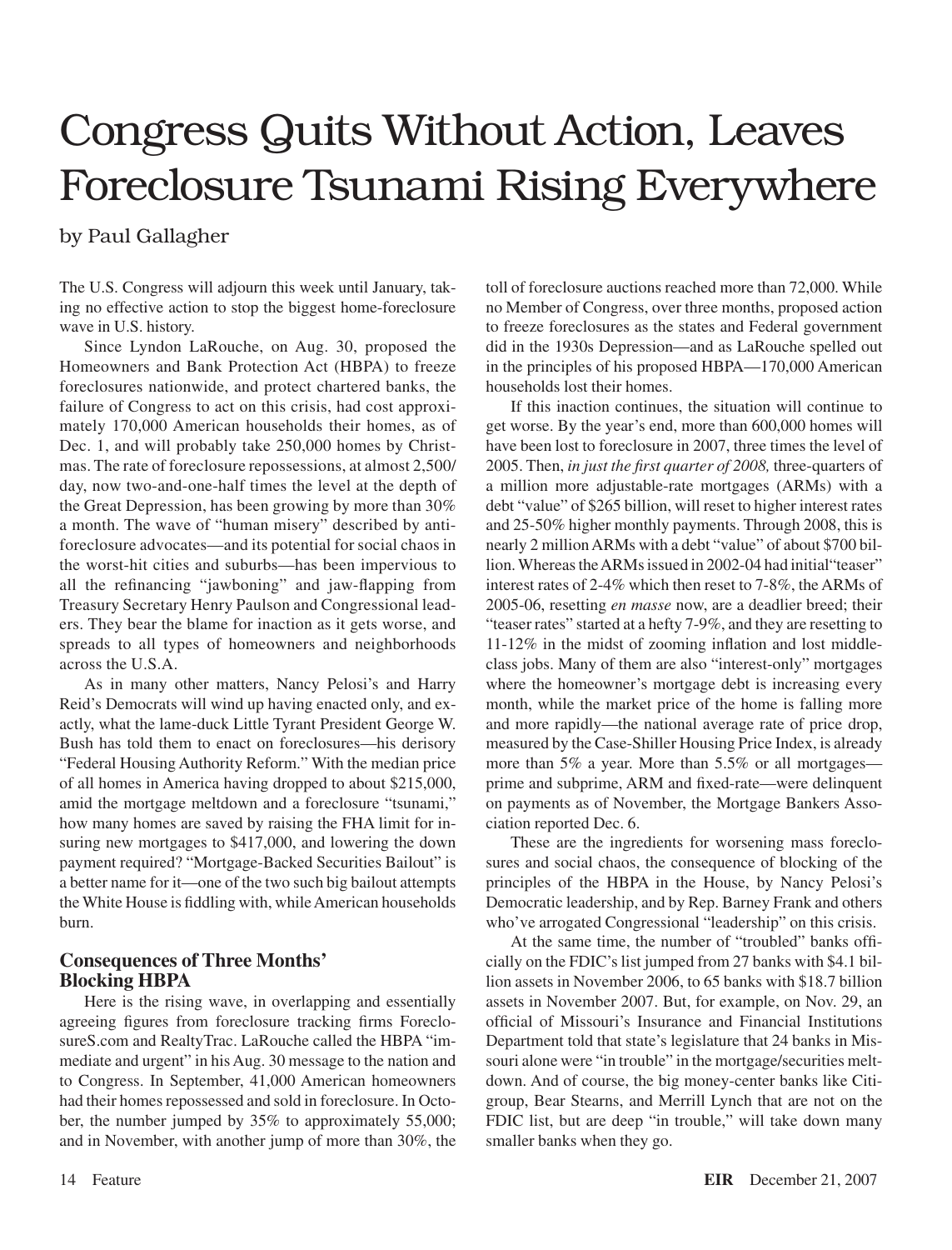# Congress Quits Without Action, Leaves Foreclosure Tsunami Rising Everywhere

by Paul Gallagher

The U.S. Congress will adjourn this week until January, taking no effective action to stop the biggest home-foreclosure wave in U.S. history.

Since Lyndon LaRouche, on Aug. 30, proposed the Homeowners and Bank Protection Act (HBPA) to freeze foreclosures nationwide, and protect chartered banks, the failure of Congress to act on this crisis, had cost approximately 170,000 American households their homes, as of Dec. 1, and will probably take 250,000 homes by Christmas. The rate of foreclosure repossessions, at almost 2,500/day, now two-and-one-half times the level at the depth of the Great Depression, has been growing by more than 30% a month. The wave of "human misery" described by anti-foreclosure advocates—and its potential for social chaos in the worst-hit cities and suburbs—has been impervious to all the refinancing "jawboning" and jaw-flapping from Treasury Secretary Henry Paulson and Congressional leaders. They bear the blame for inaction as it gets worse, and spreads to all types of homeowners and neighborhoods across the U.S.A.

As in many other matters, Nancy Pelosi's and Harry Reid's Democrats will wind up having enacted only, and exactly, what the lame-duck Little Tyrant President George W. Bush has told them to enact on foreclosures—his derisory "Federal Housing Authority Reform." With the median price of all homes in America having dropped to about $215,000, amid the mortgage meltdown and a foreclosure "tsunami," how many homes are saved by raising the FHA limit for insuring new mortgages to $417,000, and lowering the down payment required? "Mortgage-Backed Securities Bailout" is a better name for it—one of the two such big bailout attempts the White House is fiddling with, while American households burn.

## Consequences of Three Months' Blocking HBPA

Here is the rising wave, in overlapping and essentially agreeing figures from foreclosure tracking firms ForeclosureS.com and RealtyTrac. LaRouche called the HBPA "immediate and urgent" in his Aug. 30 message to the nation and to Congress. In September, 41,000 American homeowners had their homes repossessed and sold in foreclosure. In October, the number jumped by 35% to approximately 55,000; and in November, with another jump of more than 30%, the toll of foreclosure auctions reached more than 72,000. While no Member of Congress, over three months, proposed action to freeze foreclosures as the states and Federal government did in the 1930s Depression—and as LaRouche spelled out in the principles of his proposed HBPA—170,000 American households lost their homes.

If this inaction continues, the situation will continue to get worse. By the year's end, more than 600,000 homes will have been lost to foreclosure in 2007, three times the level of 2005. Then, *in just the first quarter of 2008,* three-quarters of a million more adjustable-rate mortgages (ARMs) with a debt "value" of $265 billion, will reset to higher interest rates and 25-50% higher monthly payments. Through 2008, this is nearly 2 million ARMs with a debt "value" of about $700 billion. Whereas the ARMs issued in 2002-04 had initial "teaser" interest rates of 2-4% which then reset to 7-8%, the ARMs of 2005-06, resetting *en masse* now, are a deadlier breed; their "teaser rates" started at a hefty 7-9%, and they are resetting to 11-12% in the midst of zooming inflation and lost middle-class jobs. Many of them are also "interest-only" mortgages where the homeowner's mortgage debt is increasing every month, while the market price of the home is falling more and more rapidly—the national average rate of price drop, measured by the Case-Shiller Housing Price Index, is already more than 5% a year. More than 5.5% or all mortgages—prime and subprime, ARM and fixed-rate—were delinquent on payments as of November, the Mortgage Bankers Association reported Dec. 6.

These are the ingredients for worsening mass foreclosures and social chaos, the consequence of blocking of the principles of the HBPA in the House, by Nancy Pelosi's Democratic leadership, and by Rep. Barney Frank and others who've arrogated Congressional "leadership" on this crisis.

At the same time, the number of "troubled" banks officially on the FDIC's list jumped from 27 banks with $4.1 billion assets in November 2006, to 65 banks with $18.7 billion assets in November 2007. But, for example, on Nov. 29, an official of Missouri's Insurance and Financial Institutions Department told that state's legislature that 24 banks in Missouri alone were "in trouble" in the mortgage/securities meltdown. And of course, the big money-center banks like Citigroup, Bear Stearns, and Merrill Lynch that are not on the FDIC list, but are deep "in trouble," will take down many smaller banks when they go.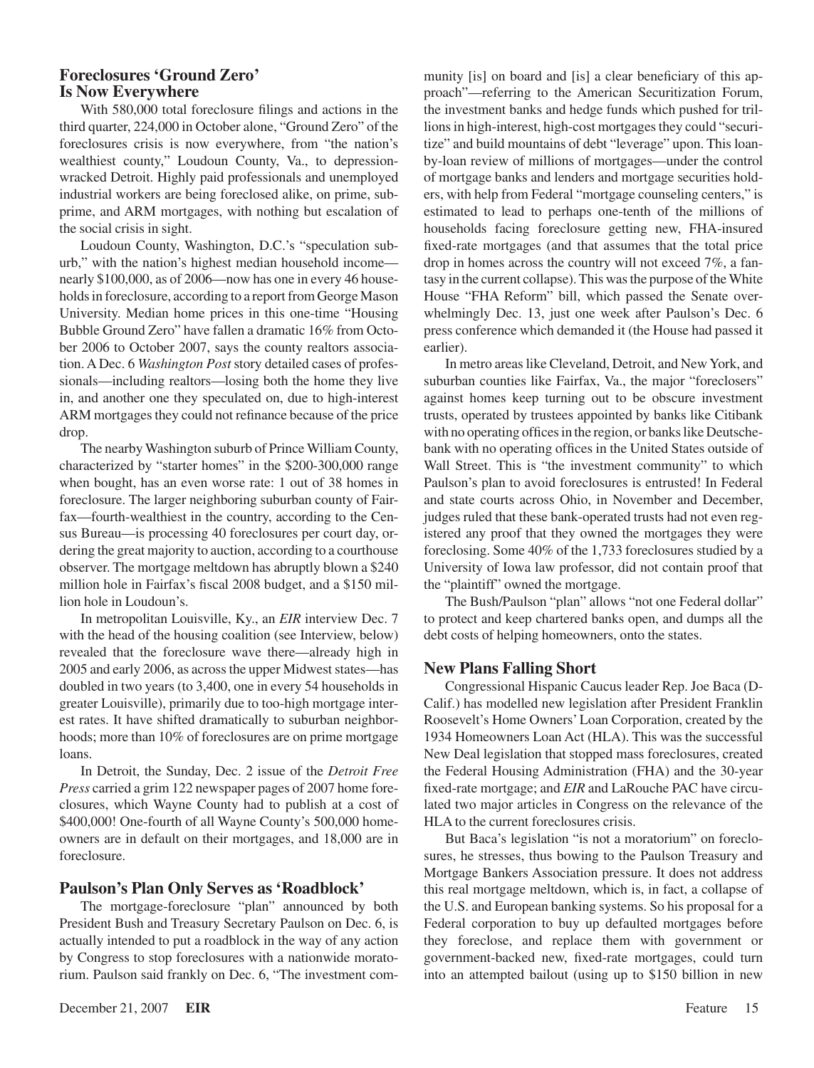## Foreclosures 'Ground Zero' Is Now Everywhere

With 580,000 total foreclosure filings and actions in the third quarter, 224,000 in October alone, "Ground Zero" of the foreclosures crisis is now everywhere, from "the nation's wealthiest county," Loudoun County, Va., to depression-wracked Detroit. Highly paid professionals and unemployed industrial workers are being foreclosed alike, on prime, subprime, and ARM mortgages, with nothing but escalation of the social crisis in sight.

Loudoun County, Washington, D.C.'s "speculation suburb," with the nation's highest median household income—nearly $100,000, as of 2006—now has one in every 46 households in foreclosure, according to a report from George Mason University. Median home prices in this one-time "Housing Bubble Ground Zero" have fallen a dramatic 16% from October 2006 to October 2007, says the county realtors association. A Dec. 6 *Washington Post* story detailed cases of professionals—including realtors—losing both the home they live in, and another one they speculated on, due to high-interest ARM mortgages they could not refinance because of the price drop.

The nearby Washington suburb of Prince William County, characterized by "starter homes" in the $200-300,000 range when bought, has an even worse rate: 1 out of 38 homes in foreclosure. The larger neighboring suburban county of Fairfax—fourth-wealthiest in the country, according to the Census Bureau—is processing 40 foreclosures per court day, ordering the great majority to auction, according to a courthouse observer. The mortgage meltdown has abruptly blown a $240 million hole in Fairfax's fiscal 2008 budget, and a $150 million hole in Loudoun's.

In metropolitan Louisville, Ky., an *EIR* interview Dec. 7 with the head of the housing coalition (see Interview, below) revealed that the foreclosure wave there—already high in 2005 and early 2006, as across the upper Midwest states—has doubled in two years (to 3,400, one in every 54 households in greater Louisville), primarily due to too-high mortgage interest rates. It have shifted dramatically to suburban neighborhoods; more than 10% of foreclosures are on prime mortgage loans.

In Detroit, the Sunday, Dec. 2 issue of the *Detroit Free Press* carried a grim 122 newspaper pages of 2007 home foreclosures, which Wayne County had to publish at a cost of $400,000! One-fourth of all Wayne County's 500,000 homeowners are in default on their mortgages, and 18,000 are in foreclosure.

## Paulson's Plan Only Serves as 'Roadblock'

The mortgage-foreclosure "plan" announced by both President Bush and Treasury Secretary Paulson on Dec. 6, is actually intended to put a roadblock in the way of any action by Congress to stop foreclosures with a nationwide moratorium. Paulson said frankly on Dec. 6, "The investment community [is] on board and [is] a clear beneficiary of this approach"—referring to the American Securitization Forum, the investment banks and hedge funds which pushed for trillions in high-interest, high-cost mortgages they could "securitize" and build mountains of debt "leverage" upon. This loan-by-loan review of millions of mortgages—under the control of mortgage banks and lenders and mortgage securities holders, with help from Federal "mortgage counseling centers," is estimated to lead to perhaps one-tenth of the millions of households facing foreclosure getting new, FHA-insured fixed-rate mortgages (and that assumes that the total price drop in homes across the country will not exceed 7%, a fantasy in the current collapse). This was the purpose of the White House "FHA Reform" bill, which passed the Senate overwhelmingly Dec. 13, just one week after Paulson's Dec. 6 press conference which demanded it (the House had passed it earlier).

In metro areas like Cleveland, Detroit, and New York, and suburban counties like Fairfax, Va., the major "foreclosers" against homes keep turning out to be obscure investment trusts, operated by trustees appointed by banks like Citibank with no operating offices in the region, or banks like Deutschebank with no operating offices in the United States outside of Wall Street. This is "the investment community" to which Paulson's plan to avoid foreclosures is entrusted! In Federal and state courts across Ohio, in November and December, judges ruled that these bank-operated trusts had not even registered any proof that they owned the mortgages they were foreclosing. Some 40% of the 1,733 foreclosures studied by a University of Iowa law professor, did not contain proof that the "plaintiff" owned the mortgage.

The Bush/Paulson "plan" allows "not one Federal dollar" to protect and keep chartered banks open, and dumps all the debt costs of helping homeowners, onto the states.

## New Plans Falling Short

Congressional Hispanic Caucus leader Rep. Joe Baca (D-Calif.) has modelled new legislation after President Franklin Roosevelt's Home Owners' Loan Corporation, created by the 1934 Homeowners Loan Act (HLA). This was the successful New Deal legislation that stopped mass foreclosures, created the Federal Housing Administration (FHA) and the 30-year fixed-rate mortgage; and *EIR* and LaRouche PAC have circulated two major articles in Congress on the relevance of the HLA to the current foreclosures crisis.

But Baca's legislation "is not a moratorium" on foreclosures, he stresses, thus bowing to the Paulson Treasury and Mortgage Bankers Association pressure. It does not address this real mortgage meltdown, which is, in fact, a collapse of the U.S. and European banking systems. So his proposal for a Federal corporation to buy up defaulted mortgages before they foreclose, and replace them with government or government-backed new, fixed-rate mortgages, could turn into an attempted bailout (using up to $150 billion in new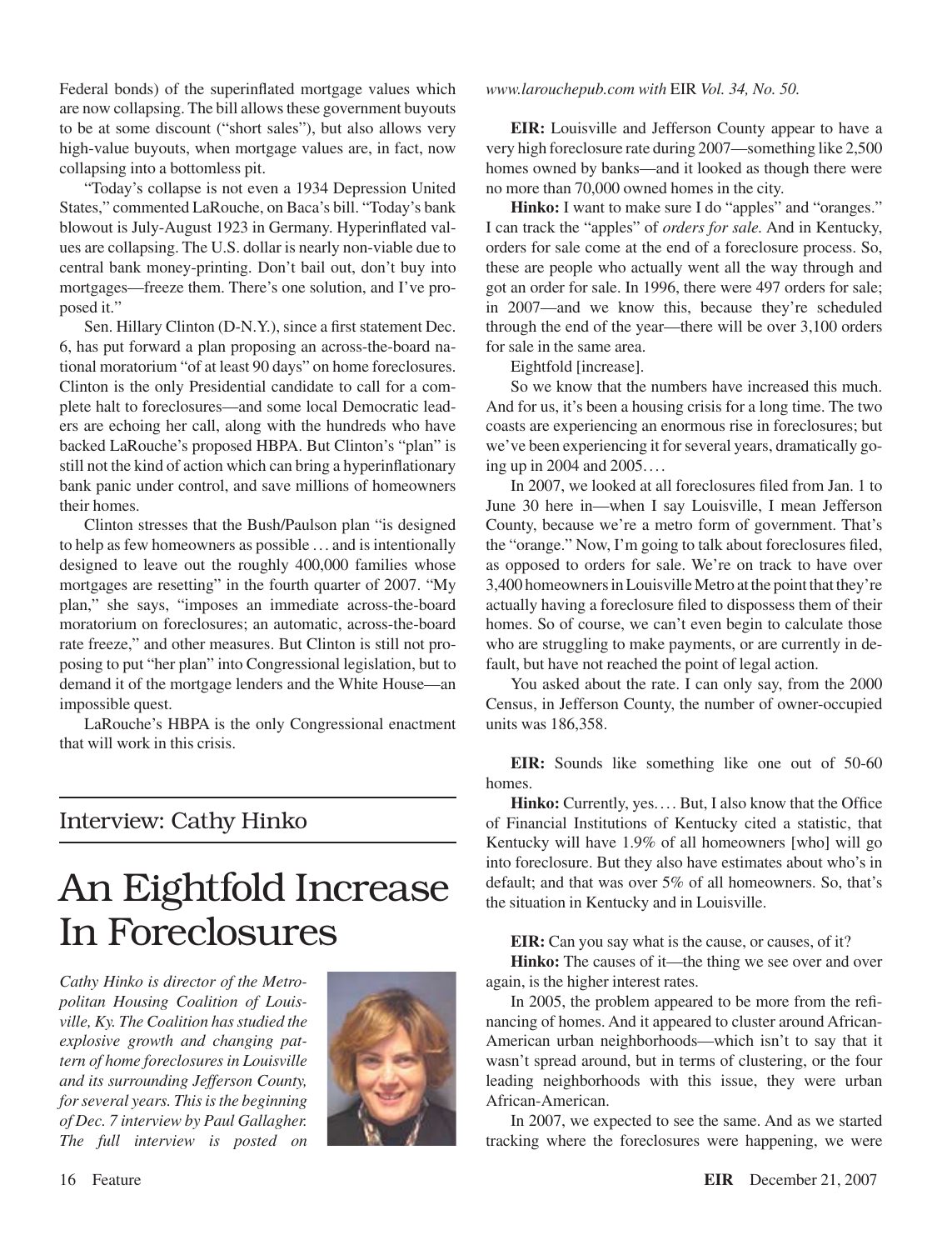Federal bonds) of the superinflated mortgage values which are now collapsing. The bill allows these government buyouts to be at some discount ("short sales"), but also allows very high-value buyouts, when mortgage values are, in fact, now collapsing into a bottomless pit.

"Today's collapse is not even a 1934 Depression United States," commented LaRouche, on Baca's bill. "Today's bank blowout is July-August 1923 in Germany. Hyperinflated values are collapsing. The U.S. dollar is nearly non-viable due to central bank money-printing. Don't bail out, don't buy into mortgages—freeze them. There's one solution, and I've proposed it."

Sen. Hillary Clinton (D-N.Y.), since a first statement Dec. 6, has put forward a plan proposing an across-the-board national moratorium "of at least 90 days" on home foreclosures. Clinton is the only Presidential candidate to call for a complete halt to foreclosures—and some local Democratic leaders are echoing her call, along with the hundreds who have backed LaRouche's proposed HBPA. But Clinton's "plan" is still not the kind of action which can bring a hyperinflationary bank panic under control, and save millions of homeowners their homes.

Clinton stresses that the Bush/Paulson plan "is designed to help as few homeowners as possible . . . and is intentionally designed to leave out the roughly 400,000 families whose mortgages are resetting" in the fourth quarter of 2007. "My plan," she says, "imposes an immediate across-the-board moratorium on foreclosures; an automatic, across-the-board rate freeze," and other measures. But Clinton is still not proposing to put "her plan" into Congressional legislation, but to demand it of the mortgage lenders and the White House—an impossible quest.

LaRouche's HBPA is the only Congressional enactment that will work in this crisis.

## Interview: Cathy Hinko

# An Eightfold Increase In Foreclosures

*Cathy Hinko is director of the Metropolitan Housing Coalition of Louisville, Ky. The Coalition has studied the explosive growth and changing pattern of home foreclosures in Louisville and its surrounding Jefferson County, for several years. This is the beginning of Dec. 7 interview by Paul Gallagher. The full interview is posted on www.larouchepub.com with* EIR *Vol. 34, No. 50.*

**EIR:** Louisville and Jefferson County appear to have a very high foreclosure rate during 2007—something like 2,500 homes owned by banks—and it looked as though there were no more than 70,000 owned homes in the city.

**Hinko:** I want to make sure I do "apples" and "oranges." I can track the "apples" of *orders for sale.* And in Kentucky, orders for sale come at the end of a foreclosure process. So, these are people who actually went all the way through and got an order for sale. In 1996, there were 497 orders for sale; in 2007—and we know this, because they're scheduled through the end of the year—there will be over 3,100 orders for sale in the same area.

Eightfold [increase].

So we know that the numbers have increased this much. And for us, it's been a housing crisis for a long time. The two coasts are experiencing an enormous rise in foreclosures; but we've been experiencing it for several years, dramatically going up in 2004 and 2005. . . .

In 2007, we looked at all foreclosures filed from Jan. 1 to June 30 here in—when I say Louisville, I mean Jefferson County, because we're a metro form of government. That's the "orange." Now, I'm going to talk about foreclosures filed, as opposed to orders for sale. We're on track to have over 3,400 homeowners in Louisville Metro at the point that they're actually having a foreclosure filed to dispossess them of their homes. So of course, we can't even begin to calculate those who are struggling to make payments, or are currently in default, but have not reached the point of legal action.

You asked about the rate. I can only say, from the 2000 Census, in Jefferson County, the number of owner-occupied units was 186,358.

**EIR:** Sounds like something like one out of 50-60 homes.

**Hinko:** Currently, yes. . . . But, I also know that the Office of Financial Institutions of Kentucky cited a statistic, that Kentucky will have 1.9% of all homeowners [who] will go into foreclosure. But they also have estimates about who's in default; and that was over 5% of all homeowners. So, that's the situation in Kentucky and in Louisville.

**EIR:** Can you say what is the cause, or causes, of it?

**Hinko:** The causes of it—the thing we see over and over again, is the higher interest rates.

In 2005, the problem appeared to be more from the refinancing of homes. And it appeared to cluster around African-American urban neighborhoods—which isn't to say that it wasn't spread around, but in terms of clustering, or the four leading neighborhoods with this issue, they were urban African-American.

In 2007, we expected to see the same. And as we started tracking where the foreclosures were happening, we were